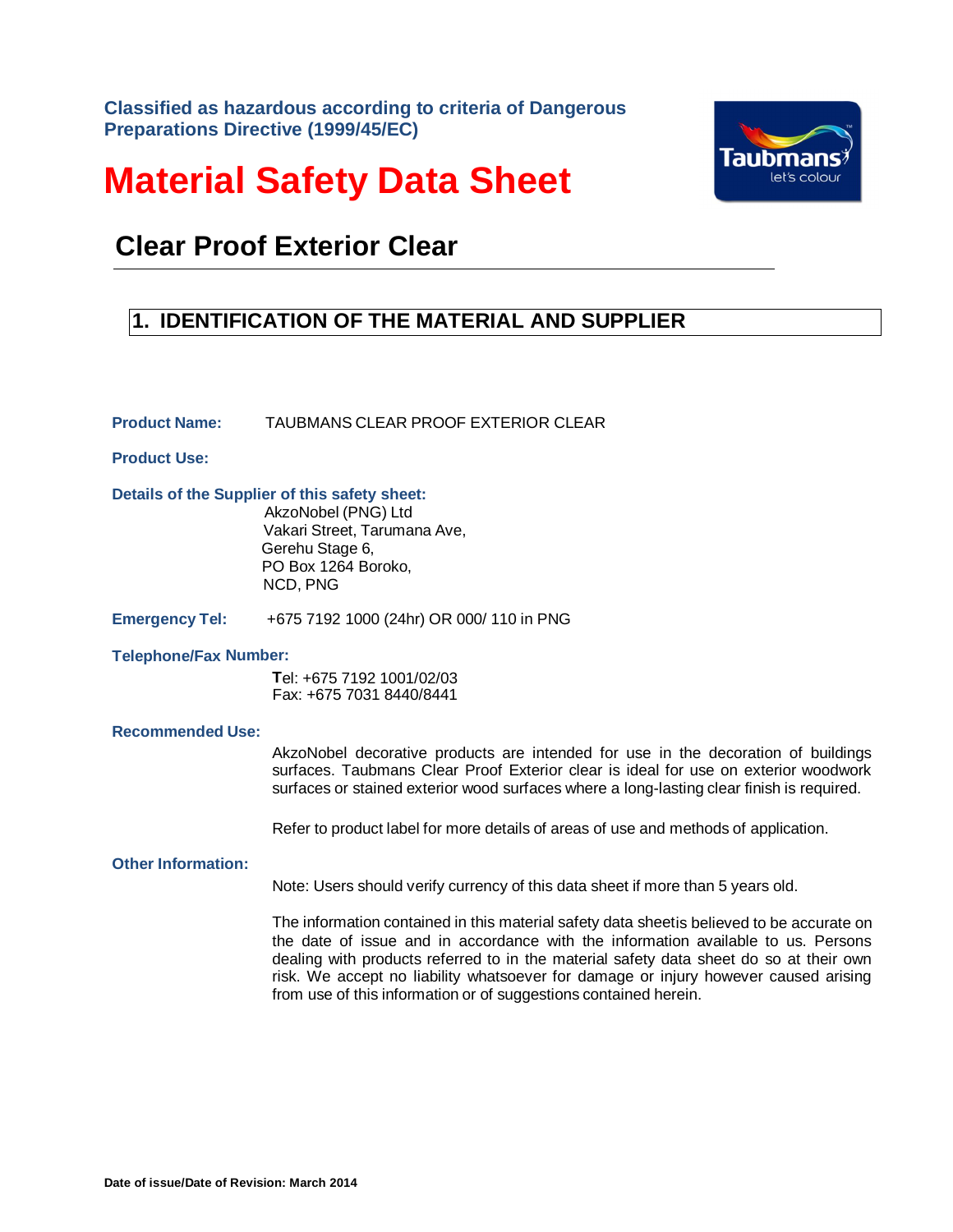**Classified as hazardous according to criteria of Dangerous Preparations Directive (1999/45/EC)**

# Material Safety Data Sheet

## Clear Proof Exterior Clear

## 1. IDENTIFICATION OF THE MATERIAL AND SUPPLIER

**Product Name:** TAUBMANS CLEAR PROOF EXTERIOR CLEAR

**Product Use:**

**Details of the Supplier of this safety sheet:**

AkzoNobel (PNG) Ltd
Vakari Street, Tarumana Ave,
Gerehu Stage 6,
PO Box 1264 Boroko,
NCD, PNG

**Emergency Tel:** +675 7192 1000 (24hr) OR 000/ 110 in PNG

**Telephone/Fax Number:**

Tel: +675 7192 1001/02/03
Fax: +675 7031 8440/8441

**Recommended Use:**

AkzoNobel decorative products are intended for use in the decoration of buildings surfaces. Taubmans Clear Proof Exterior clear is ideal for use on exterior woodwork surfaces or stained exterior wood surfaces where a long-lasting clear finish is required.

Refer to product label for more details of areas of use and methods of application.

**Other Information:**

Note: Users should verify currency of this data sheet if more than 5 years old.

The information contained in this material safety data sheet is believed to be accurate on the date of issue and in accordance with the information available to us. Persons dealing with products referred to in the material safety data sheet do so at their own risk. We accept no liability whatsoever for damage or injury however caused arising from use of this information or of suggestions contained herein.

**Date of issue/Date of Revision: March 2014**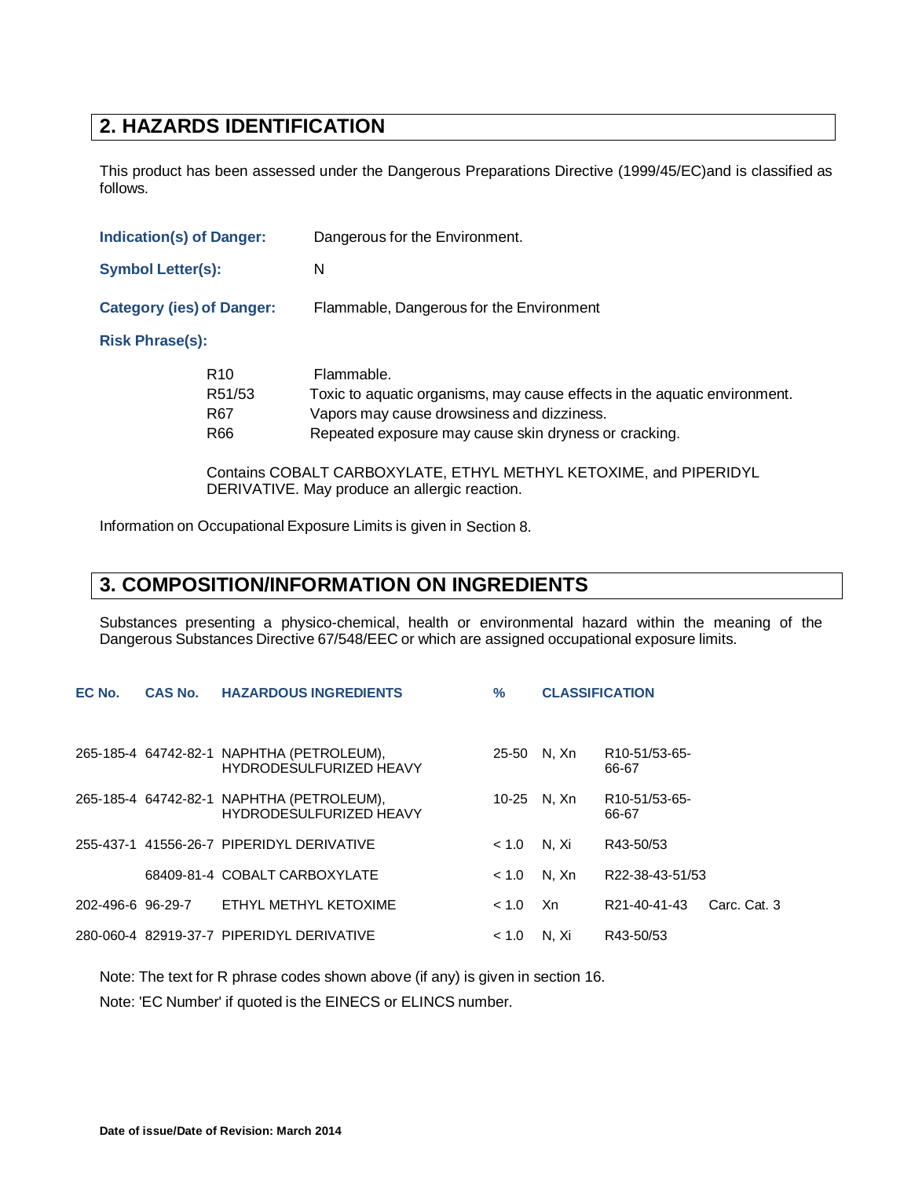## 2. HAZARDS IDENTIFICATION

This product has been assessed under the Dangerous Preparations Directive (1999/45/EC)and is classified as follows.

**Indication(s) of Danger:** Dangerous for the Environment.

**Symbol Letter(s):** N

**Category (ies) of Danger:** Flammable, Dangerous for the Environment

**Risk Phrase(s):**

| | |
|---|---|
| R10 | Flammable. |
| R51/53 | Toxic to aquatic organisms, may cause effects in the aquatic environment. |
| R67 | Vapors may cause drowsiness and dizziness. |
| R66 | Repeated exposure may cause skin dryness or cracking. |

Contains COBALT CARBOXYLATE, ETHYL METHYL KETOXIME, and PIPERIDYL DERIVATIVE. May produce an allergic reaction.

Information on Occupational Exposure Limits is given in Section 8.

## 3. COMPOSITION/INFORMATION ON INGREDIENTS

Substances presenting a physico-chemical, health or environmental hazard within the meaning of the Dangerous Substances Directive 67/548/EEC or which are assigned occupational exposure limits.

| EC No. | CAS No. | HAZARDOUS INGREDIENTS | % | CLASSIFICATION | | |
|---|---|---|---|---|---|---|
| 265-185-4 | 64742-82-1 | NAPHTHA (PETROLEUM), HYDRODESULFURIZED HEAVY | 25-50 | N, Xn | R10-51/53-65-66-67 | |
| 265-185-4 | 64742-82-1 | NAPHTHA (PETROLEUM), HYDRODESULFURIZED HEAVY | 10-25 | N, Xn | R10-51/53-65-66-67 | |
| 255-437-1 | 41556-26-7 | PIPERIDYL DERIVATIVE | < 1.0 | N, Xi | R43-50/53 | |
| | 68409-81-4 | COBALT CARBOXYLATE | < 1.0 | N, Xn | R22-38-43-51/53 | |
| 202-496-6 | 96-29-7 | ETHYL METHYL KETOXIME | < 1.0 | Xn | R21-40-41-43 | Carc. Cat. 3 |
| 280-060-4 | 82919-37-7 | PIPERIDYL DERIVATIVE | < 1.0 | N, Xi | R43-50/53 | |

Note: The text for R phrase codes shown above (if any) is given in section 16.

Note: 'EC Number' if quoted is the EINECS or ELINCS number.

**Date of issue/Date of Revision: March 2014**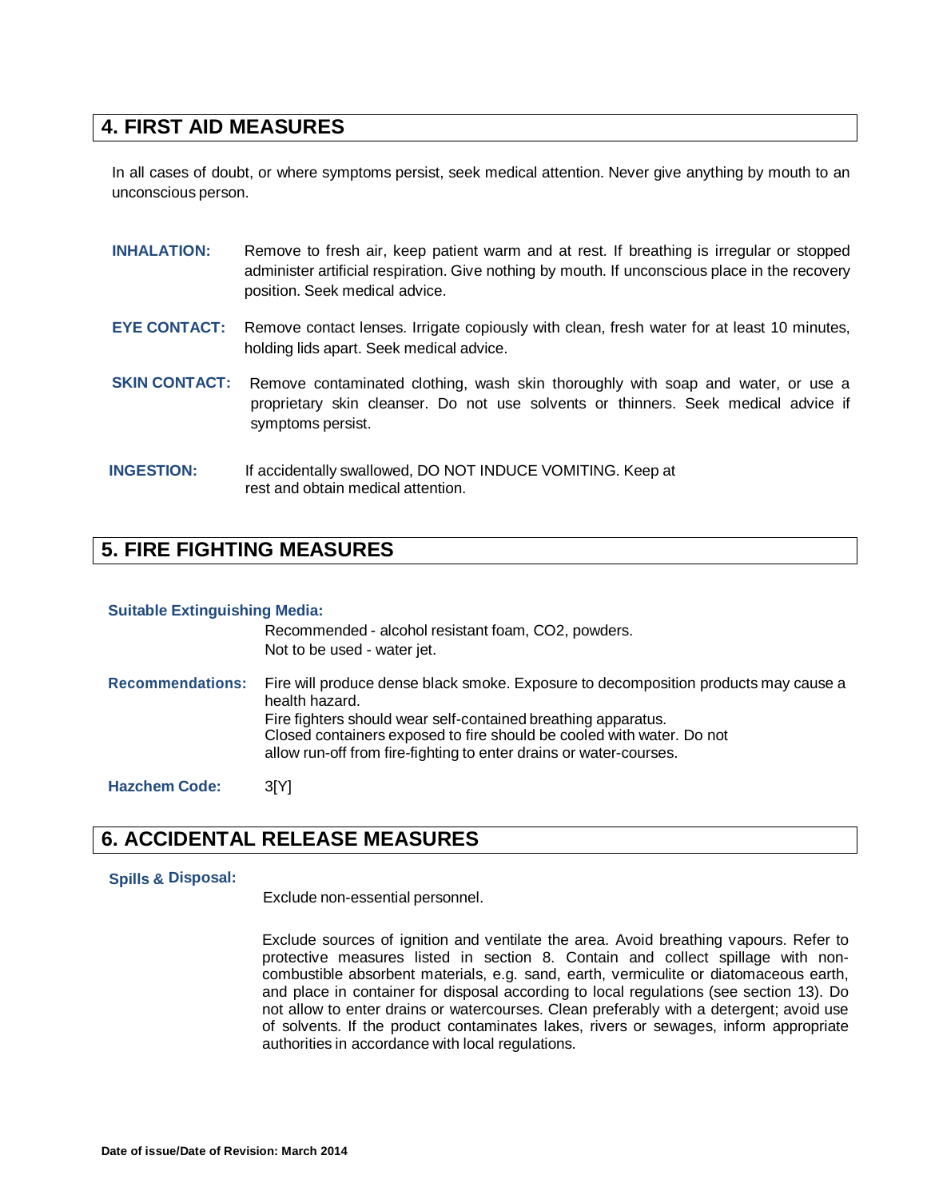## 4. FIRST AID MEASURES

In all cases of doubt, or where symptoms persist, seek medical attention. Never give anything by mouth to an unconscious person.

**INHALATION:** Remove to fresh air, keep patient warm and at rest. If breathing is irregular or stopped administer artificial respiration. Give nothing by mouth. If unconscious place in the recovery position. Seek medical advice.

**EYE CONTACT:** Remove contact lenses. Irrigate copiously with clean, fresh water for at least 10 minutes, holding lids apart. Seek medical advice.

**SKIN CONTACT:** Remove contaminated clothing, wash skin thoroughly with soap and water, or use a proprietary skin cleanser. Do not use solvents or thinners. Seek medical advice if symptoms persist.

**INGESTION:** If accidentally swallowed, DO NOT INDUCE VOMITING. Keep at rest and obtain medical attention.

## 5. FIRE FIGHTING MEASURES

**Suitable Extinguishing Media:**

Recommended - alcohol resistant foam, $CO_2$, powders.
Not to be used - water jet.

**Recommendations:** Fire will produce dense black smoke. Exposure to decomposition products may cause a health hazard.
Fire fighters should wear self-contained breathing apparatus.
Closed containers exposed to fire should be cooled with water. Do not allow run-off from fire-fighting to enter drains or water-courses.

**Hazchem Code:** 3[Y]

## 6. ACCIDENTAL RELEASE MEASURES

**Spills & Disposal:**

Exclude non-essential personnel.

Exclude sources of ignition and ventilate the area. Avoid breathing vapours. Refer to protective measures listed in section 8. Contain and collect spillage with non-combustible absorbent materials, e.g. sand, earth, vermiculite or diatomaceous earth, and place in container for disposal according to local regulations (see section 13). Do not allow to enter drains or watercourses. Clean preferably with a detergent; avoid use of solvents. If the product contaminates lakes, rivers or sewages, inform appropriate authorities in accordance with local regulations.

**Date of issue/Date of Revision: March 2014**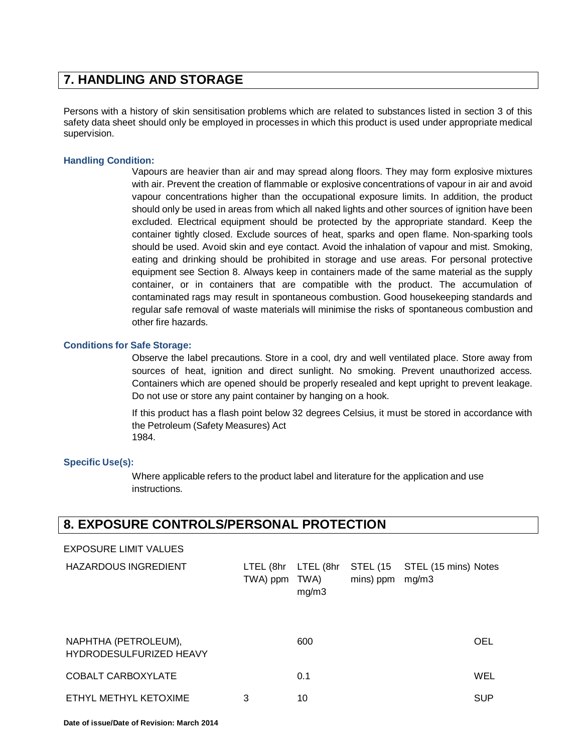## 7. HANDLING AND STORAGE

Persons with a history of skin sensitisation problems which are related to substances listed in section 3 of this safety data sheet should only be employed in processes in which this product is used under appropriate medical supervision.

### Handling Condition:

Vapours are heavier than air and may spread along floors. They may form explosive mixtures with air. Prevent the creation of flammable or explosive concentrations of vapour in air and avoid vapour concentrations higher than the occupational exposure limits. In addition, the product should only be used in areas from which all naked lights and other sources of ignition have been excluded. Electrical equipment should be protected by the appropriate standard. Keep the container tightly closed. Exclude sources of heat, sparks and open flame. Non-sparking tools should be used. Avoid skin and eye contact. Avoid the inhalation of vapour and mist. Smoking, eating and drinking should be prohibited in storage and use areas. For personal protective equipment see Section 8. Always keep in containers made of the same material as the supply container, or in containers that are compatible with the product. The accumulation of contaminated rags may result in spontaneous combustion. Good housekeeping standards and regular safe removal of waste materials will minimise the risks of spontaneous combustion and other fire hazards.

### Conditions for Safe Storage:

Observe the label precautions. Store in a cool, dry and well ventilated place. Store away from sources of heat, ignition and direct sunlight. No smoking. Prevent unauthorized access. Containers which are opened should be properly resealed and kept upright to prevent leakage. Do not use or store any paint container by hanging on a hook.

If this product has a flash point below 32 degrees Celsius, it must be stored in accordance with the Petroleum (Safety Measures) Act 1984.

### Specific Use(s):

Where applicable refers to the product label and literature for the application and use instructions.

## 8. EXPOSURE CONTROLS/PERSONAL PROTECTION

EXPOSURE LIMIT VALUES

| HAZARDOUS INGREDIENT | LTEL (8hr TWA) ppm | LTEL (8hr TWA) mg/m3 | STEL (15 mins) ppm | STEL (15 mins) mg/m3 | Notes |
|---|---|---|---|---|---|
| NAPHTHA (PETROLEUM), HYDRODESULFURIZED HEAVY | | 600 | | | OEL |
| COBALT CARBOXYLATE | | 0.1 | | | WEL |
| ETHYL METHYL KETOXIME | 3 | 10 | | | SUP |

**Date of issue/Date of Revision: March 2014**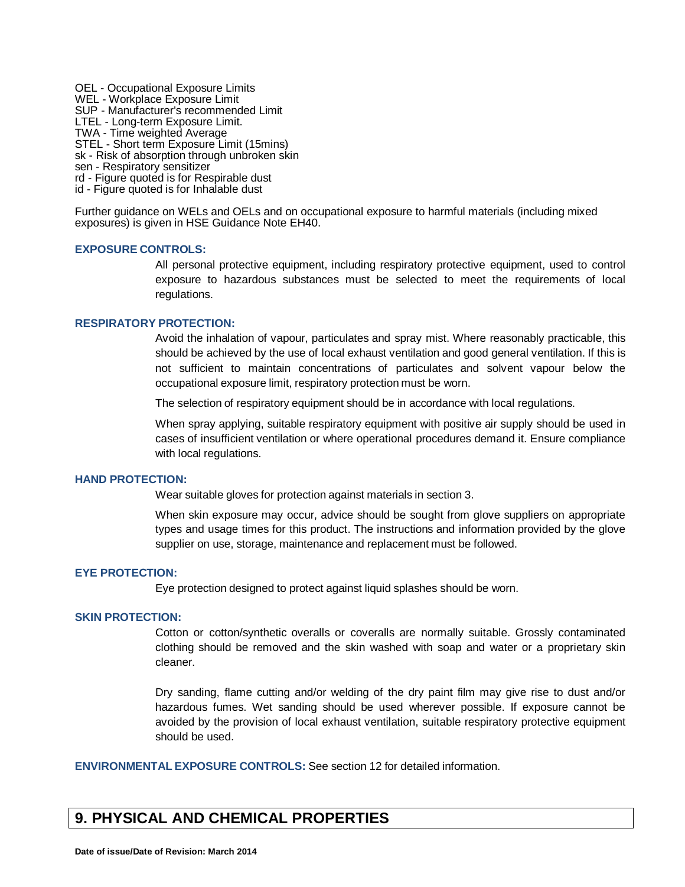OEL - Occupational Exposure Limits
WEL - Workplace Exposure Limit
SUP - Manufacturer's recommended Limit
LTEL - Long-term Exposure Limit.
TWA - Time weighted Average
STEL - Short term Exposure Limit (15mins)
sk - Risk of absorption through unbroken skin
sen - Respiratory sensitizer
rd - Figure quoted is for Respirable dust
id - Figure quoted is for Inhalable dust

Further guidance on WELs and OELs and on occupational exposure to harmful materials (including mixed exposures) is given in HSE Guidance Note EH40.

**EXPOSURE CONTROLS:**

All personal protective equipment, including respiratory protective equipment, used to control exposure to hazardous substances must be selected to meet the requirements of local regulations.

**RESPIRATORY PROTECTION:**

Avoid the inhalation of vapour, particulates and spray mist. Where reasonably practicable, this should be achieved by the use of local exhaust ventilation and good general ventilation. If this is not sufficient to maintain concentrations of particulates and solvent vapour below the occupational exposure limit, respiratory protection must be worn.

The selection of respiratory equipment should be in accordance with local regulations.

When spray applying, suitable respiratory equipment with positive air supply should be used in cases of insufficient ventilation or where operational procedures demand it. Ensure compliance with local regulations.

**HAND PROTECTION:**

Wear suitable gloves for protection against materials in section 3.

When skin exposure may occur, advice should be sought from glove suppliers on appropriate types and usage times for this product. The instructions and information provided by the glove supplier on use, storage, maintenance and replacement must be followed.

**EYE PROTECTION:**

Eye protection designed to protect against liquid splashes should be worn.

**SKIN PROTECTION:**

Cotton or cotton/synthetic overalls or coveralls are normally suitable. Grossly contaminated clothing should be removed and the skin washed with soap and water or a proprietary skin cleaner.

Dry sanding, flame cutting and/or welding of the dry paint film may give rise to dust and/or hazardous fumes. Wet sanding should be used wherever possible. If exposure cannot be avoided by the provision of local exhaust ventilation, suitable respiratory protective equipment should be used.

**ENVIRONMENTAL EXPOSURE CONTROLS:** See section 12 for detailed information.

## 9. PHYSICAL AND CHEMICAL PROPERTIES

**Date of issue/Date of Revision: March 2014**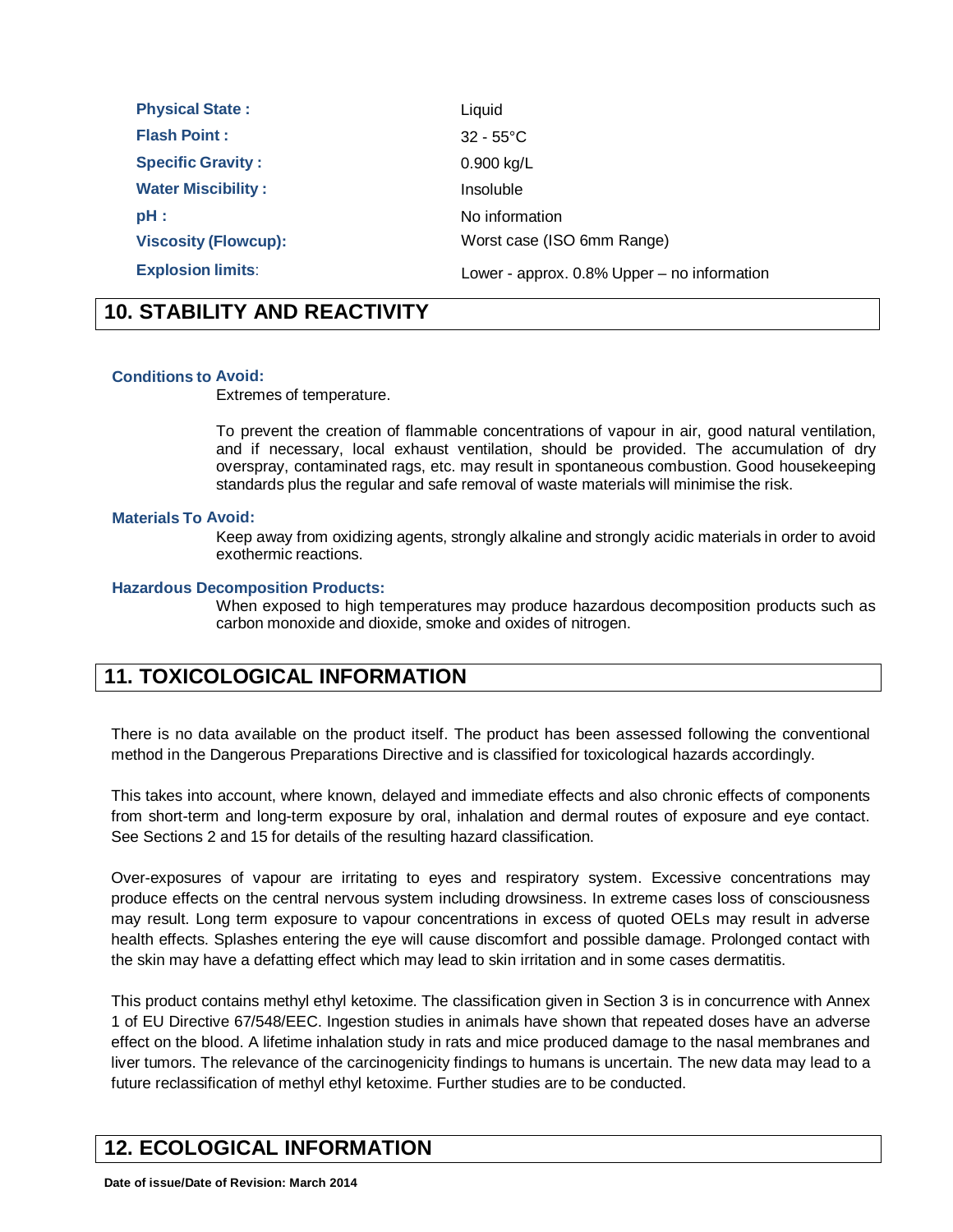| | |
|---|---|
| **Physical State :** | Liquid |
| **Flash Point :** | 32 - 55°C |
| **Specific Gravity :** | 0.900 kg/L |
| **Water Miscibility :** | Insoluble |
| **pH :** | No information |
| **Viscosity (Flowcup):** | Worst case (ISO 6mm Range) |
| **Explosion limits**: | Lower - approx. 0.8% Upper – no information |

## 10. STABILITY AND REACTIVITY

**Conditions to Avoid:**

Extremes of temperature.

To prevent the creation of flammable concentrations of vapour in air, good natural ventilation, and if necessary, local exhaust ventilation, should be provided. The accumulation of dry overspray, contaminated rags, etc. may result in spontaneous combustion. Good housekeeping standards plus the regular and safe removal of waste materials will minimise the risk.

**Materials To Avoid:**

Keep away from oxidizing agents, strongly alkaline and strongly acidic materials in order to avoid exothermic reactions.

**Hazardous Decomposition Products:**

When exposed to high temperatures may produce hazardous decomposition products such as carbon monoxide and dioxide, smoke and oxides of nitrogen.

## 11. TOXICOLOGICAL INFORMATION

There is no data available on the product itself. The product has been assessed following the conventional method in the Dangerous Preparations Directive and is classified for toxicological hazards accordingly.

This takes into account, where known, delayed and immediate effects and also chronic effects of components from short-term and long-term exposure by oral, inhalation and dermal routes of exposure and eye contact. See Sections 2 and 15 for details of the resulting hazard classification.

Over-exposures of vapour are irritating to eyes and respiratory system. Excessive concentrations may produce effects on the central nervous system including drowsiness. In extreme cases loss of consciousness may result. Long term exposure to vapour concentrations in excess of quoted OELs may result in adverse health effects. Splashes entering the eye will cause discomfort and possible damage. Prolonged contact with the skin may have a defatting effect which may lead to skin irritation and in some cases dermatitis.

This product contains methyl ethyl ketoxime. The classification given in Section 3 is in concurrence with Annex 1 of EU Directive 67/548/EEC. Ingestion studies in animals have shown that repeated doses have an adverse effect on the blood. A lifetime inhalation study in rats and mice produced damage to the nasal membranes and liver tumors. The relevance of the carcinogenicity findings to humans is uncertain. The new data may lead to a future reclassification of methyl ethyl ketoxime. Further studies are to be conducted.

## 12. ECOLOGICAL INFORMATION

**Date of issue/Date of Revision: March 2014**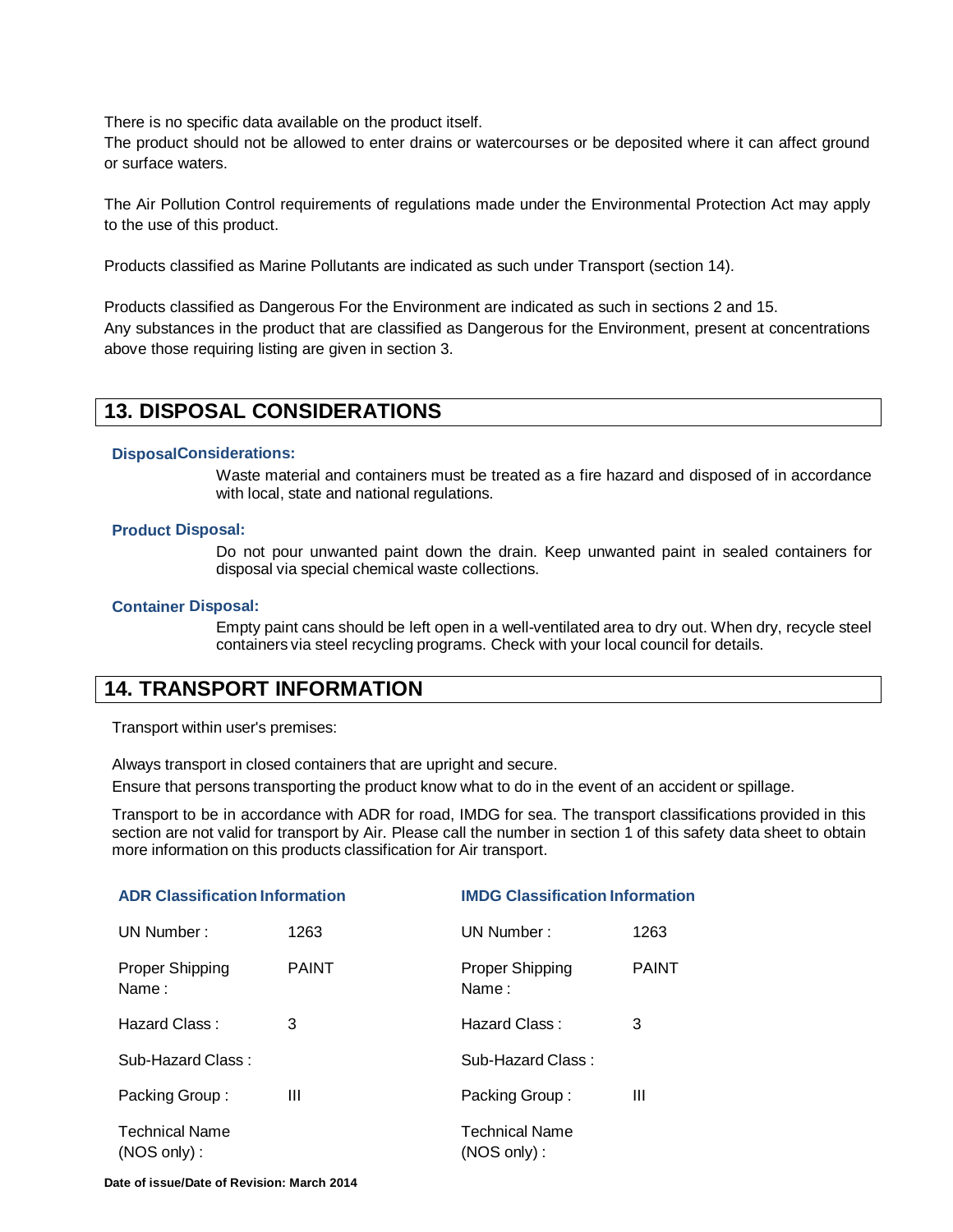There is no specific data available on the product itself.
The product should not be allowed to enter drains or watercourses or be deposited where it can affect ground or surface waters.

The Air Pollution Control requirements of regulations made under the Environmental Protection Act may apply to the use of this product.

Products classified as Marine Pollutants are indicated as such under Transport (section 14).

Products classified as Dangerous For the Environment are indicated as such in sections 2 and 15.
Any substances in the product that are classified as Dangerous for the Environment, present at concentrations above those requiring listing are given in section 3.

## 13. DISPOSAL CONSIDERATIONS

**DisposalConsiderations:**

Waste material and containers must be treated as a fire hazard and disposed of in accordance with local, state and national regulations.

**Product Disposal:**

Do not pour unwanted paint down the drain. Keep unwanted paint in sealed containers for disposal via special chemical waste collections.

**Container Disposal:**

Empty paint cans should be left open in a well-ventilated area to dry out. When dry, recycle steel containers via steel recycling programs. Check with your local council for details.

## 14. TRANSPORT INFORMATION

Transport within user's premises:

Always transport in closed containers that are upright and secure.
Ensure that persons transporting the product know what to do in the event of an accident or spillage.

Transport to be in accordance with ADR for road, IMDG for sea. The transport classifications provided in this section are not valid for transport by Air. Please call the number in section 1 of this safety data sheet to obtain more information on this products classification for Air transport.

| ADR Classification Information | | IMDG Classification Information | |
|---|---|---|---|
| UN Number : | 1263 | UN Number : | 1263 |
| Proper Shipping Name : | PAINT | Proper Shipping Name : | PAINT |
| Hazard Class : | 3 | Hazard Class : | 3 |
| Sub-Hazard Class : | | Sub-Hazard Class : | |
| Packing Group : | III | Packing Group : | III |
| Technical Name (NOS only) : | | Technical Name (NOS only) : | |

**Date of issue/Date of Revision: March 2014**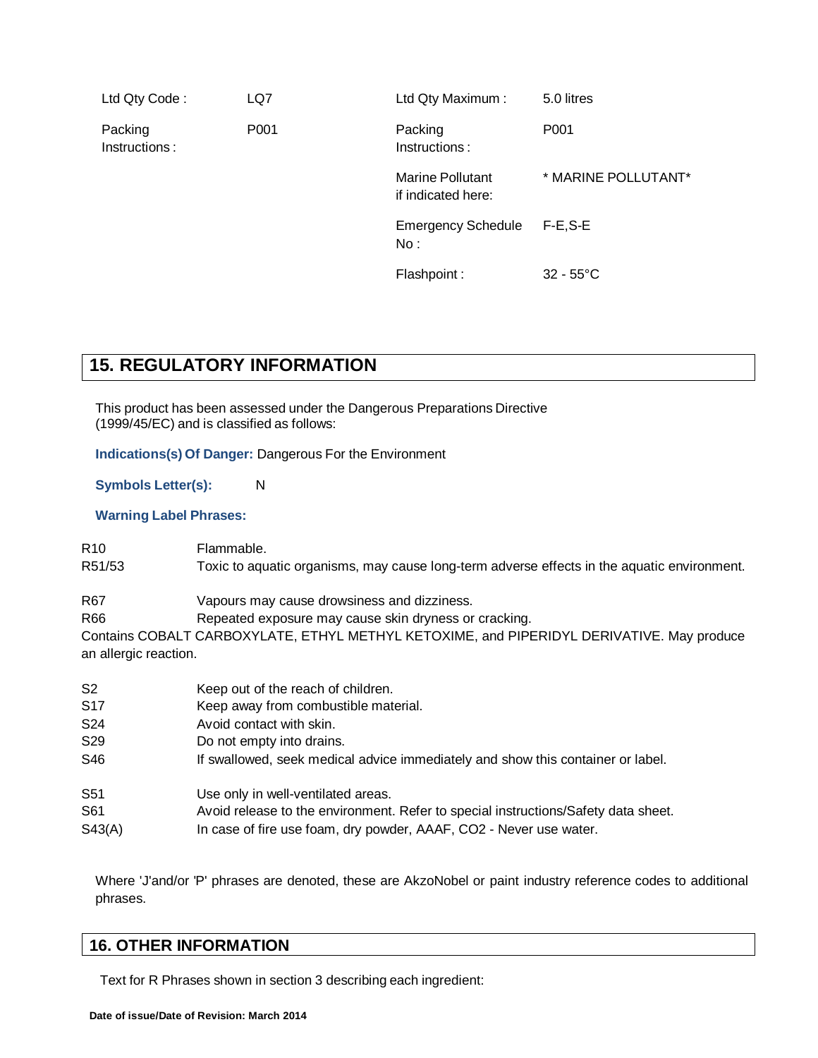| Ltd Qty Code : | LQ7 | Ltd Qty Maximum : | 5.0 litres |
|---|---|---|---|
| Packing Instructions : | P001 | Packing Instructions : | P001 |
| | | Marine Pollutant if indicated here: | * MARINE POLLUTANT* |
| | | Emergency Schedule No : | F-E,S-E |
| | | Flashpoint : | 32 - 55°C |

## 15. REGULATORY INFORMATION

This product has been assessed under the Dangerous Preparations Directive (1999/45/EC) and is classified as follows:

**Indications(s) Of Danger:** Dangerous For the Environment

**Symbols Letter(s):** N

**Warning Label Phrases:**

| | |
|---|---|
| R10 | Flammable. |
| R51/53 | Toxic to aquatic organisms, may cause long-term adverse effects in the aquatic environment. |
| R67 | Vapours may cause drowsiness and dizziness. |
| R66 | Repeated exposure may cause skin dryness or cracking. |

Contains COBALT CARBOXYLATE, ETHYL METHYL KETOXIME, and PIPERIDYL DERIVATIVE. May produce an allergic reaction.

| | |
|---|---|
| S2 | Keep out of the reach of children. |
| S17 | Keep away from combustible material. |
| S24 | Avoid contact with skin. |
| S29 | Do not empty into drains. |
| S46 | If swallowed, seek medical advice immediately and show this container or label. |
| S51 | Use only in well-ventilated areas. |
| S61 | Avoid release to the environment. Refer to special instructions/Safety data sheet. |
| S43(A) | In case of fire use foam, dry powder, AAAF, CO2 - Never use water. |

Where 'J'and/or 'P' phrases are denoted, these are AkzoNobel or paint industry reference codes to additional phrases.

## 16. OTHER INFORMATION

Text for R Phrases shown in section 3 describing each ingredient:

**Date of issue/Date of Revision: March 2014**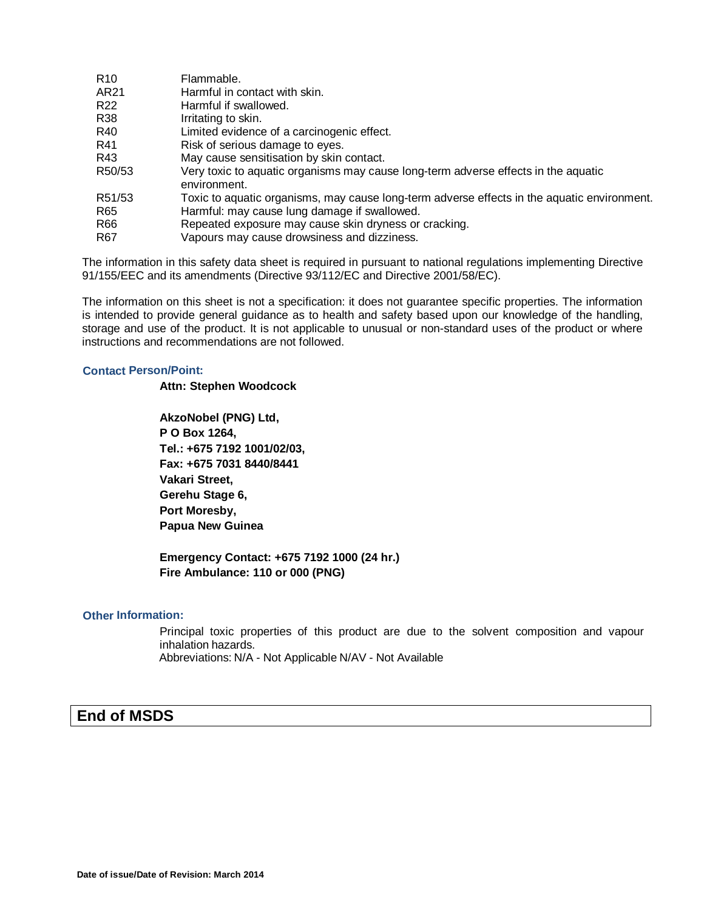| | |
|---|---|
| R10 | Flammable. |
| AR21 | Harmful in contact with skin. |
| R22 | Harmful if swallowed. |
| R38 | Irritating to skin. |
| R40 | Limited evidence of a carcinogenic effect. |
| R41 | Risk of serious damage to eyes. |
| R43 | May cause sensitisation by skin contact. |
| R50/53 | Very toxic to aquatic organisms may cause long-term adverse effects in the aquatic environment. |
| R51/53 | Toxic to aquatic organisms, may cause long-term adverse effects in the aquatic environment. |
| R65 | Harmful: may cause lung damage if swallowed. |
| R66 | Repeated exposure may cause skin dryness or cracking. |
| R67 | Vapours may cause drowsiness and dizziness. |

The information in this safety data sheet is required in pursuant to national regulations implementing Directive 91/155/EEC and its amendments (Directive 93/112/EC and Directive 2001/58/EC).

The information on this sheet is not a specification: it does not guarantee specific properties. The information is intended to provide general guidance as to health and safety based upon our knowledge of the handling, storage and use of the product. It is not applicable to unusual or non-standard uses of the product or where instructions and recommendations are not followed.

### Contact Person/Point:

**Attn: Stephen Woodcock**

**AkzoNobel (PNG) Ltd,**
**P O Box 1264,**
**Tel.: +675 7192 1001/02/03,**
**Fax: +675 7031 8440/8441**
**Vakari Street,**
**Gerehu Stage 6,**
**Port Moresby,**
**Papua New Guinea**

**Emergency Contact: +675 7192 1000 (24 hr.)**
**Fire Ambulance: 110 or 000 (PNG)**

### Other Information:

Principal toxic properties of this product are due to the solvent composition and vapour inhalation hazards.
Abbreviations: N/A - Not Applicable N/AV - Not Available

## End of MSDS

**Date of issue/Date of Revision: March 2014**